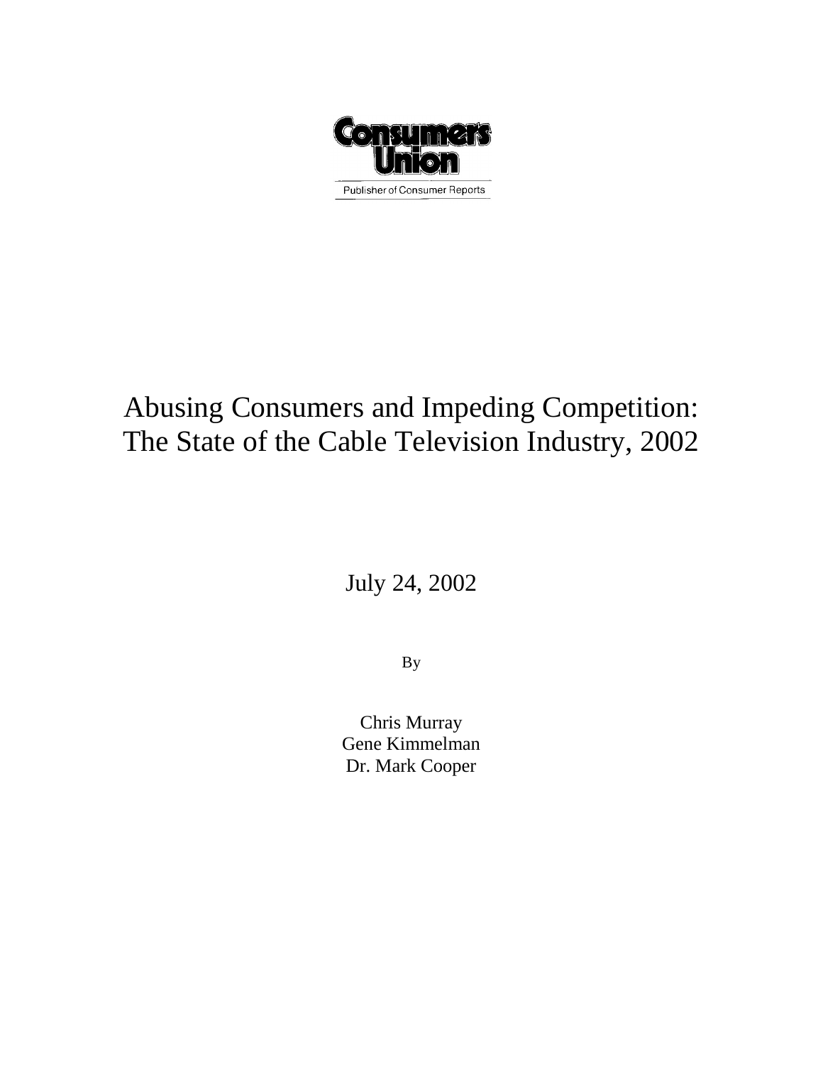Consumers Union

Publisher of Consumer Reports

# Abusing Consumers and Impeding Competition: The State of the Cable Television Industry, 2002

July 24, 2002

By

Chris Murray
Gene Kimmelman
Dr. Mark Cooper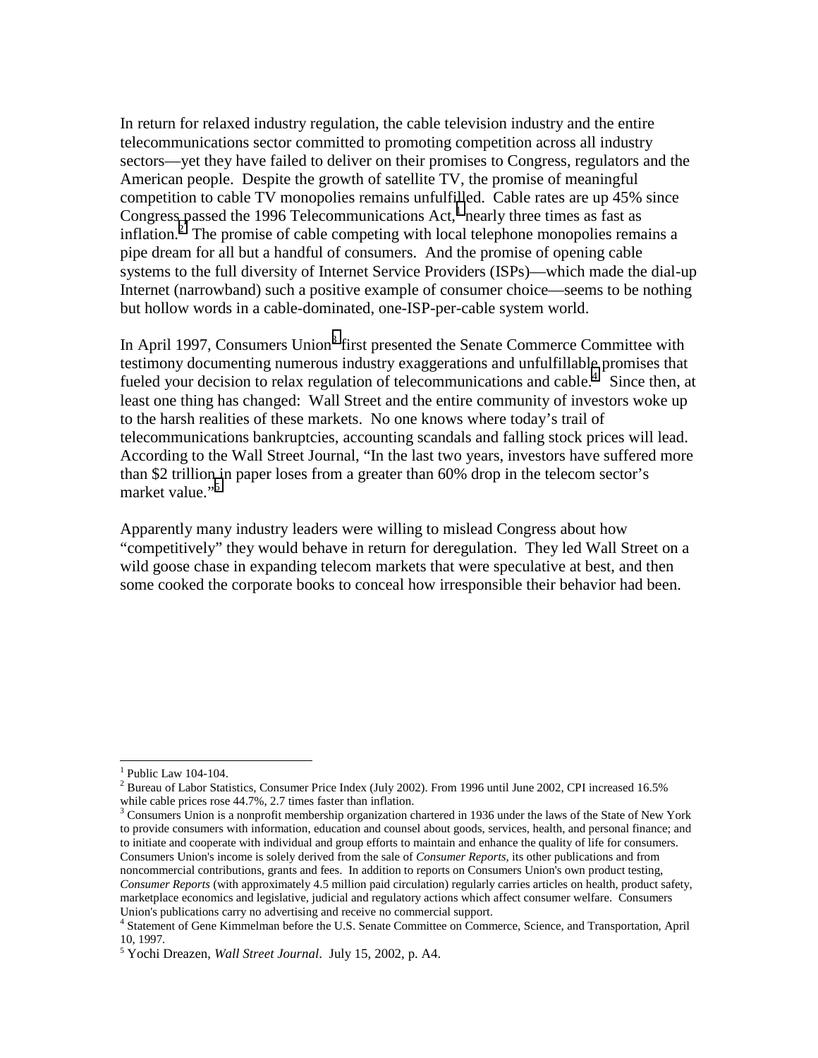In return for relaxed industry regulation, the cable television industry and the entire telecommunications sector committed to promoting competition across all industry sectors—yet they have failed to deliver on their promises to Congress, regulators and the American people. Despite the growth of satellite TV, the promise of meaningful competition to cable TV monopolies remains unfulfilled. Cable rates are up 45% since Congress passed the 1996 Telecommunications Act,[1] nearly three times as fast as inflation.[2] The promise of cable competing with local telephone monopolies remains a pipe dream for all but a handful of consumers. And the promise of opening cable systems to the full diversity of Internet Service Providers (ISPs)—which made the dial-up Internet (narrowband) such a positive example of consumer choice—seems to be nothing but hollow words in a cable-dominated, one-ISP-per-cable system world.

In April 1997, Consumers Union[3] first presented the Senate Commerce Committee with testimony documenting numerous industry exaggerations and unfulfillable promises that fueled your decision to relax regulation of telecommunications and cable.[4] Since then, at least one thing has changed: Wall Street and the entire community of investors woke up to the harsh realities of these markets. No one knows where today's trail of telecommunications bankruptcies, accounting scandals and falling stock prices will lead. According to the Wall Street Journal, "In the last two years, investors have suffered more than $2 trillion in paper loses from a greater than 60% drop in the telecom sector's market value."[5]

Apparently many industry leaders were willing to mislead Congress about how "competitively" they would behave in return for deregulation. They led Wall Street on a wild goose chase in expanding telecom markets that were speculative at best, and then some cooked the corporate books to conceal how irresponsible their behavior had been.

---

[1] Public Law 104-104.

[2] Bureau of Labor Statistics, Consumer Price Index (July 2002). From 1996 until June 2002, CPI increased 16.5% while cable prices rose 44.7%, 2.7 times faster than inflation.

[3] Consumers Union is a nonprofit membership organization chartered in 1936 under the laws of the State of New York to provide consumers with information, education and counsel about goods, services, health, and personal finance; and to initiate and cooperate with individual and group efforts to maintain and enhance the quality of life for consumers. Consumers Union's income is solely derived from the sale of *Consumer Reports*, its other publications and from noncommercial contributions, grants and fees. In addition to reports on Consumers Union's own product testing, *Consumer Reports* (with approximately 4.5 million paid circulation) regularly carries articles on health, product safety, marketplace economics and legislative, judicial and regulatory actions which affect consumer welfare. Consumers Union's publications carry no advertising and receive no commercial support.

[4] Statement of Gene Kimmelman before the U.S. Senate Committee on Commerce, Science, and Transportation, April 10, 1997.

[5] Yochi Dreazen, *Wall Street Journal*. July 15, 2002, p. A4.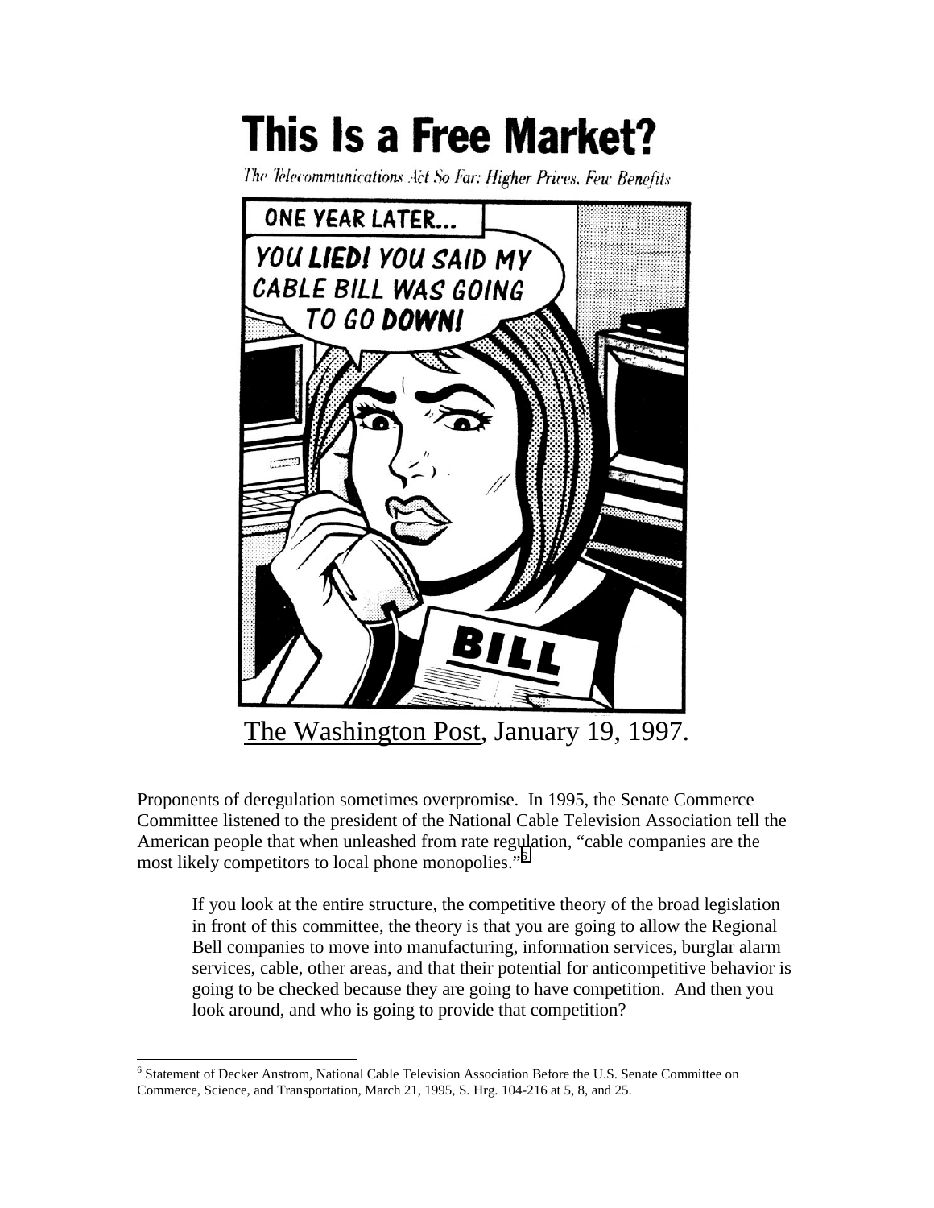# This Is a Free Market?

*The Telecommunications Act So Far: Higher Prices, Few Benefits*

ONE YEAR LATER...

YOU LIED! YOU SAID MY CABLE BILL WAS GOING TO GO DOWN!

BILL

The Washington Post, January 19, 1997.

Proponents of deregulation sometimes overpromise. In 1995, the Senate Commerce Committee listened to the president of the National Cable Television Association tell the American people that when unleashed from rate regulation, "cable companies are the most likely competitors to local phone monopolies."[6]

> If you look at the entire structure, the competitive theory of the broad legislation in front of this committee, the theory is that you are going to allow the Regional Bell companies to move into manufacturing, information services, burglar alarm services, cable, other areas, and that their potential for anticompetitive behavior is going to be checked because they are going to have competition. And then you look around, and who is going to provide that competition?

[6] Statement of Decker Anstrom, National Cable Television Association Before the U.S. Senate Committee on Commerce, Science, and Transportation, March 21, 1995, S. Hrg. 104-216 at 5, 8, and 25.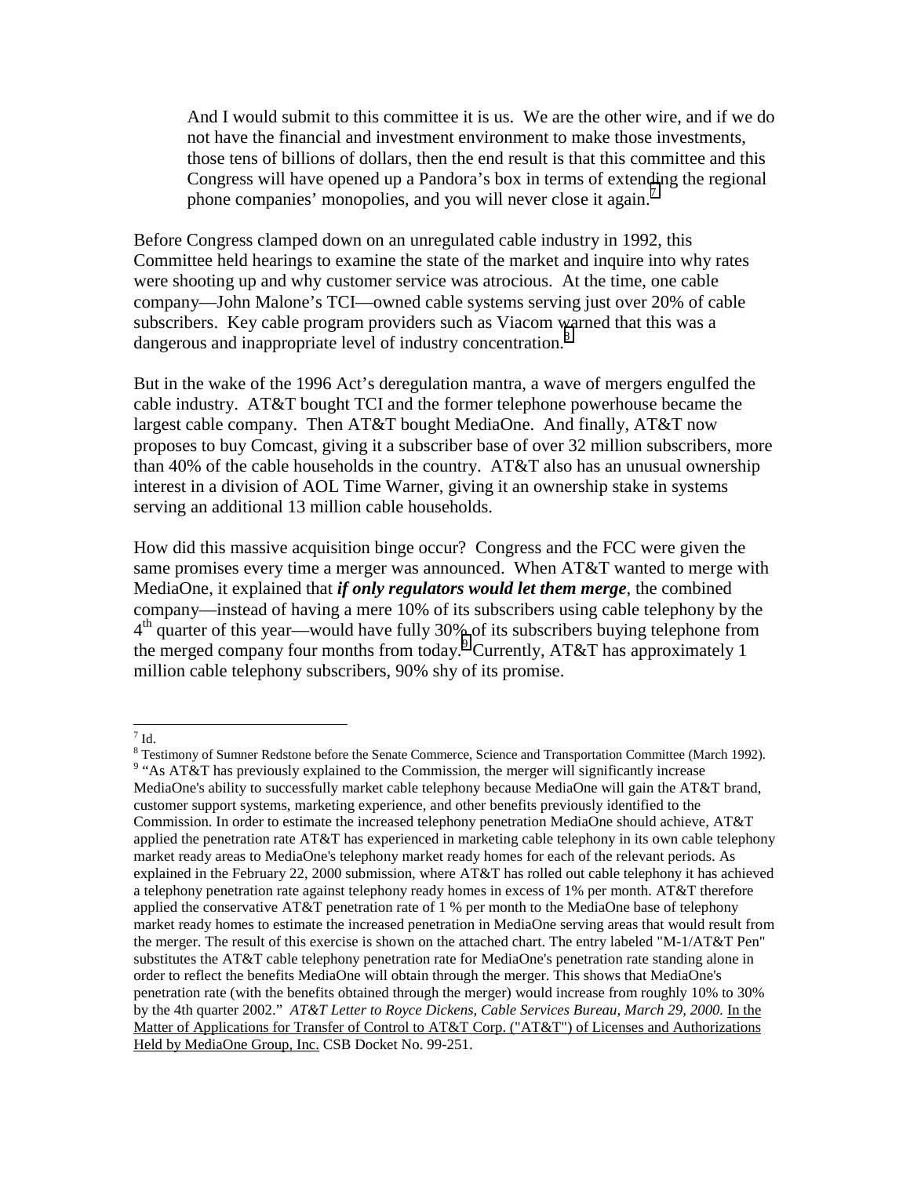> And I would submit to this committee it is us. We are the other wire, and if we do not have the financial and investment environment to make those investments, those tens of billions of dollars, then the end result is that this committee and this Congress will have opened up a Pandora's box in terms of extending the regional phone companies' monopolies, and you will never close it again.[7]

Before Congress clamped down on an unregulated cable industry in 1992, this Committee held hearings to examine the state of the market and inquire into why rates were shooting up and why customer service was atrocious. At the time, one cable company—John Malone's TCI—owned cable systems serving just over 20% of cable subscribers. Key cable program providers such as Viacom warned that this was a dangerous and inappropriate level of industry concentration.[8]

But in the wake of the 1996 Act's deregulation mantra, a wave of mergers engulfed the cable industry. AT&T bought TCI and the former telephone powerhouse became the largest cable company. Then AT&T bought MediaOne. And finally, AT&T now proposes to buy Comcast, giving it a subscriber base of over 32 million subscribers, more than 40% of the cable households in the country. AT&T also has an unusual ownership interest in a division of AOL Time Warner, giving it an ownership stake in systems serving an additional 13 million cable households.

How did this massive acquisition binge occur? Congress and the FCC were given the same promises every time a merger was announced. When AT&T wanted to merge with MediaOne, it explained that ***if only regulators would let them merge***, the combined company—instead of having a mere 10% of its subscribers using cable telephony by the 4th quarter of this year—would have fully 30% of its subscribers buying telephone from the merged company four months from today.[9] Currently, AT&T has approximately 1 million cable telephony subscribers, 90% shy of its promise.

---

[7] Id.

[8] Testimony of Sumner Redstone before the Senate Commerce, Science and Transportation Committee (March 1992).

[9] "As AT&T has previously explained to the Commission, the merger will significantly increase MediaOne's ability to successfully market cable telephony because MediaOne will gain the AT&T brand, customer support systems, marketing experience, and other benefits previously identified to the Commission. In order to estimate the increased telephony penetration MediaOne should achieve, AT&T applied the penetration rate AT&T has experienced in marketing cable telephony in its own cable telephony market ready areas to MediaOne's telephony market ready homes for each of the relevant periods. As explained in the February 22, 2000 submission, where AT&T has rolled out cable telephony it has achieved a telephony penetration rate against telephony ready homes in excess of 1% per month. AT&T therefore applied the conservative AT&T penetration rate of 1 % per month to the MediaOne base of telephony market ready homes to estimate the increased penetration in MediaOne serving areas that would result from the merger. The result of this exercise is shown on the attached chart. The entry labeled "M-1/AT&T Pen" substitutes the AT&T cable telephony penetration rate for MediaOne's penetration rate standing alone in order to reflect the benefits MediaOne will obtain through the merger. This shows that MediaOne's penetration rate (with the benefits obtained through the merger) would increase from roughly 10% to 30% by the 4th quarter 2002." *AT&T Letter to Royce Dickens, Cable Services Bureau, March 29, 2000.* In the Matter of Applications for Transfer of Control to AT&T Corp. ("AT&T") of Licenses and Authorizations Held by MediaOne Group, Inc. CSB Docket No. 99-251.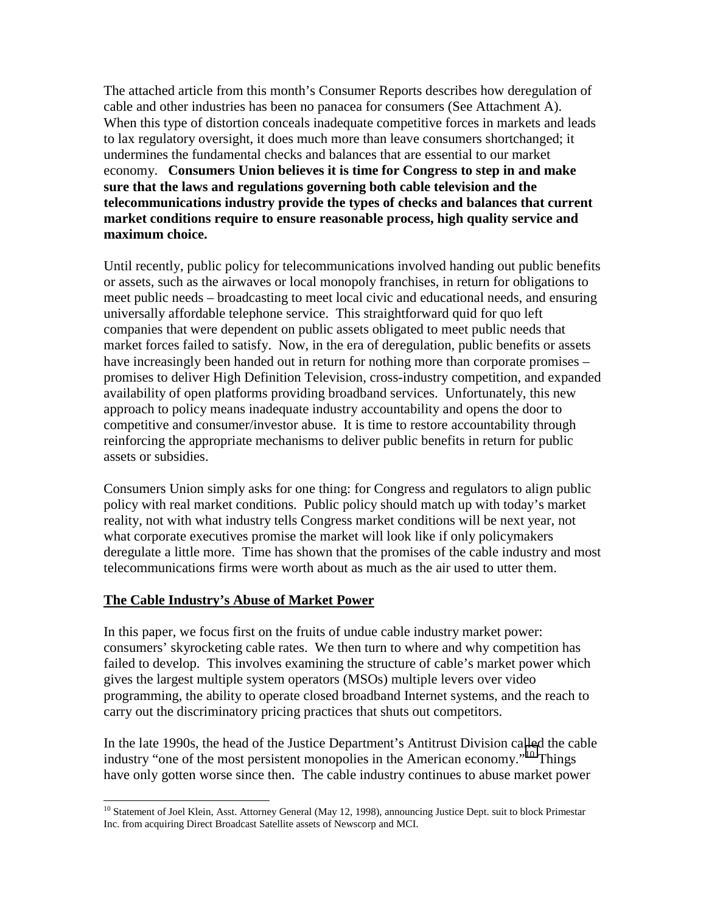The attached article from this month's Consumer Reports describes how deregulation of cable and other industries has been no panacea for consumers (See Attachment A). When this type of distortion conceals inadequate competitive forces in markets and leads to lax regulatory oversight, it does much more than leave consumers shortchanged; it undermines the fundamental checks and balances that are essential to our market economy. **Consumers Union believes it is time for Congress to step in and make sure that the laws and regulations governing both cable television and the telecommunications industry provide the types of checks and balances that current market conditions require to ensure reasonable process, high quality service and maximum choice.**

Until recently, public policy for telecommunications involved handing out public benefits or assets, such as the airwaves or local monopoly franchises, in return for obligations to meet public needs – broadcasting to meet local civic and educational needs, and ensuring universally affordable telephone service. This straightforward quid for quo left companies that were dependent on public assets obligated to meet public needs that market forces failed to satisfy. Now, in the era of deregulation, public benefits or assets have increasingly been handed out in return for nothing more than corporate promises – promises to deliver High Definition Television, cross-industry competition, and expanded availability of open platforms providing broadband services. Unfortunately, this new approach to policy means inadequate industry accountability and opens the door to competitive and consumer/investor abuse. It is time to restore accountability through reinforcing the appropriate mechanisms to deliver public benefits in return for public assets or subsidies.

Consumers Union simply asks for one thing: for Congress and regulators to align public policy with real market conditions. Public policy should match up with today's market reality, not with what industry tells Congress market conditions will be next year, not what corporate executives promise the market will look like if only policymakers deregulate a little more. Time has shown that the promises of the cable industry and most telecommunications firms were worth about as much as the air used to utter them.

## The Cable Industry's Abuse of Market Power

In this paper, we focus first on the fruits of undue cable industry market power: consumers' skyrocketing cable rates. We then turn to where and why competition has failed to develop. This involves examining the structure of cable's market power which gives the largest multiple system operators (MSOs) multiple levers over video programming, the ability to operate closed broadband Internet systems, and the reach to carry out the discriminatory pricing practices that shuts out competitors.

In the late 1990s, the head of the Justice Department's Antitrust Division called the cable industry "one of the most persistent monopolies in the American economy."[10] Things have only gotten worse since then. The cable industry continues to abuse market power

[10] Statement of Joel Klein, Asst. Attorney General (May 12, 1998), announcing Justice Dept. suit to block Primestar Inc. from acquiring Direct Broadcast Satellite assets of Newscorp and MCI.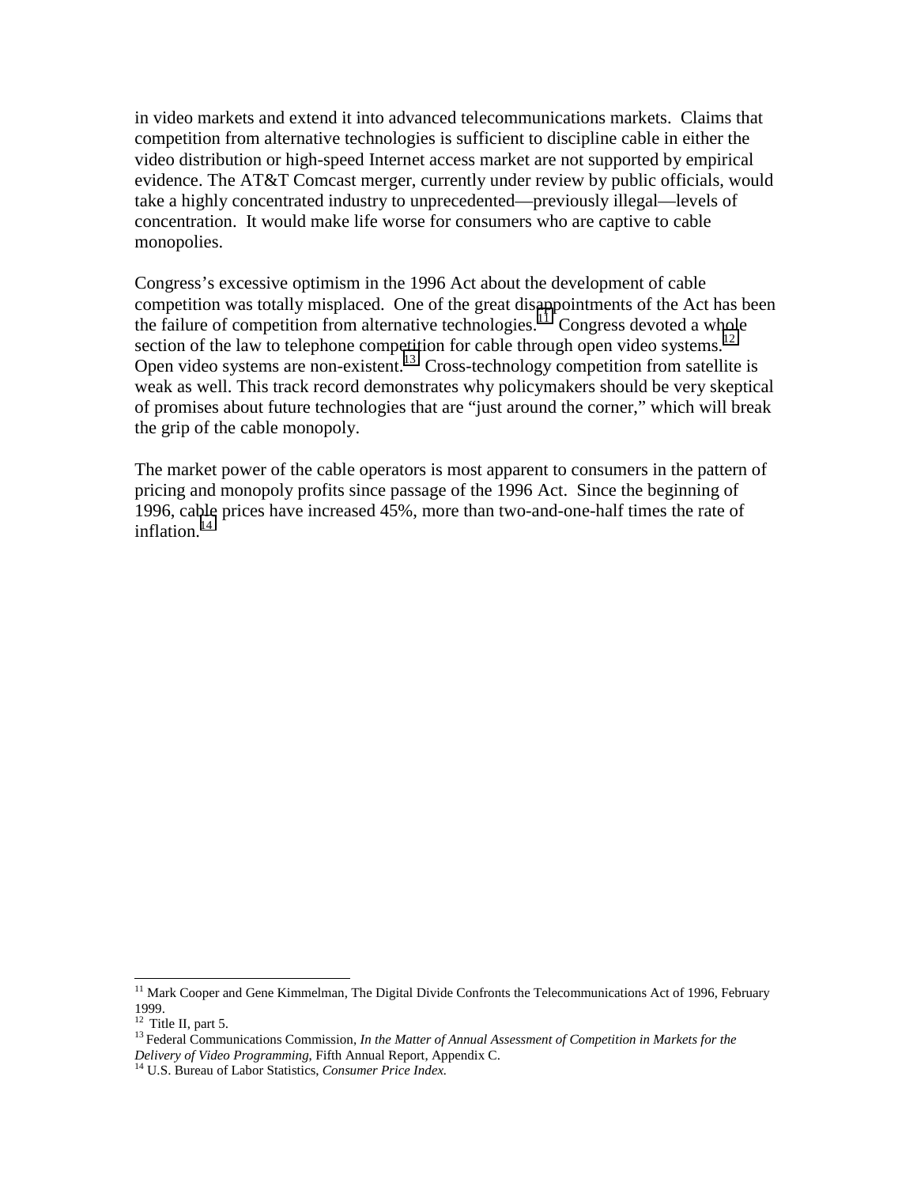in video markets and extend it into advanced telecommunications markets. Claims that competition from alternative technologies is sufficient to discipline cable in either the video distribution or high-speed Internet access market are not supported by empirical evidence. The AT&T Comcast merger, currently under review by public officials, would take a highly concentrated industry to unprecedented—previously illegal—levels of concentration. It would make life worse for consumers who are captive to cable monopolies.

Congress's excessive optimism in the 1996 Act about the development of cable competition was totally misplaced. One of the great disappointments of the Act has been the failure of competition from alternative technologies.[11] Congress devoted a whole section of the law to telephone competition for cable through open video systems.[12] Open video systems are non-existent.[13] Cross-technology competition from satellite is weak as well. This track record demonstrates why policymakers should be very skeptical of promises about future technologies that are "just around the corner," which will break the grip of the cable monopoly.

The market power of the cable operators is most apparent to consumers in the pattern of pricing and monopoly profits since passage of the 1996 Act. Since the beginning of 1996, cable prices have increased 45%, more than two-and-one-half times the rate of inflation.[14]

---

[11] Mark Cooper and Gene Kimmelman, The Digital Divide Confronts the Telecommunications Act of 1996, February 1999.

[12] Title II, part 5.

[13] Federal Communications Commission, *In the Matter of Annual Assessment of Competition in Markets for the Delivery of Video Programming*, Fifth Annual Report, Appendix C.

[14] U.S. Bureau of Labor Statistics, *Consumer Price Index.*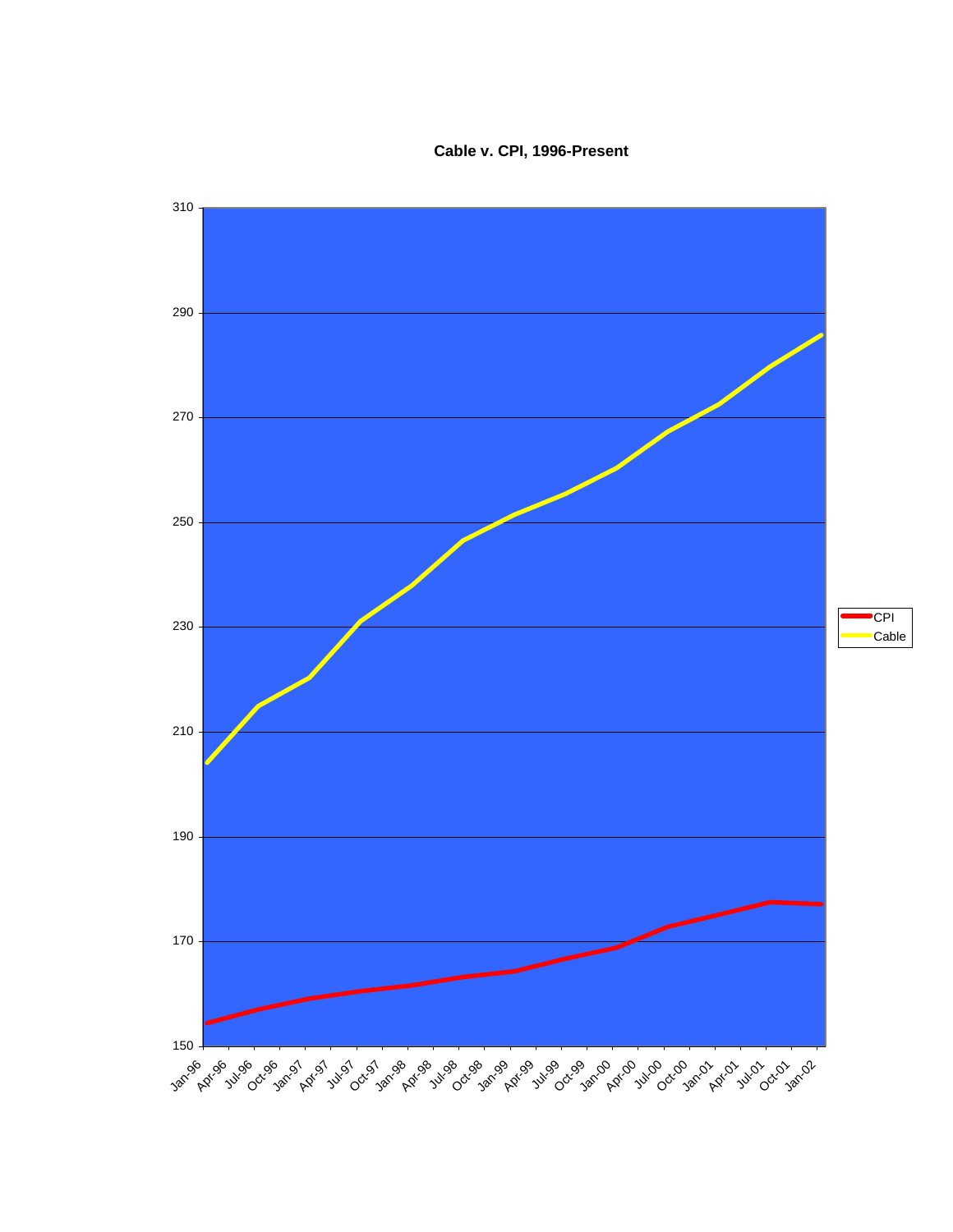**Cable v. CPI, 1996-Present**

310
290
270
250
230
210
190
170
150

Jan-96
Apr-96
Jul-96
Oct-96
Jan-97
Apr-97
Jul-97
Oct-97
Jan-98
Apr-98
Jul-98
Oct-98
Jan-99
Apr-99
Jul-99
Oct-99
Jan-00
Apr-00
Jul-00
Oct-00
Jan-01
Apr-01
Jul-01
Oct-01
Jan-02

CPI
Cable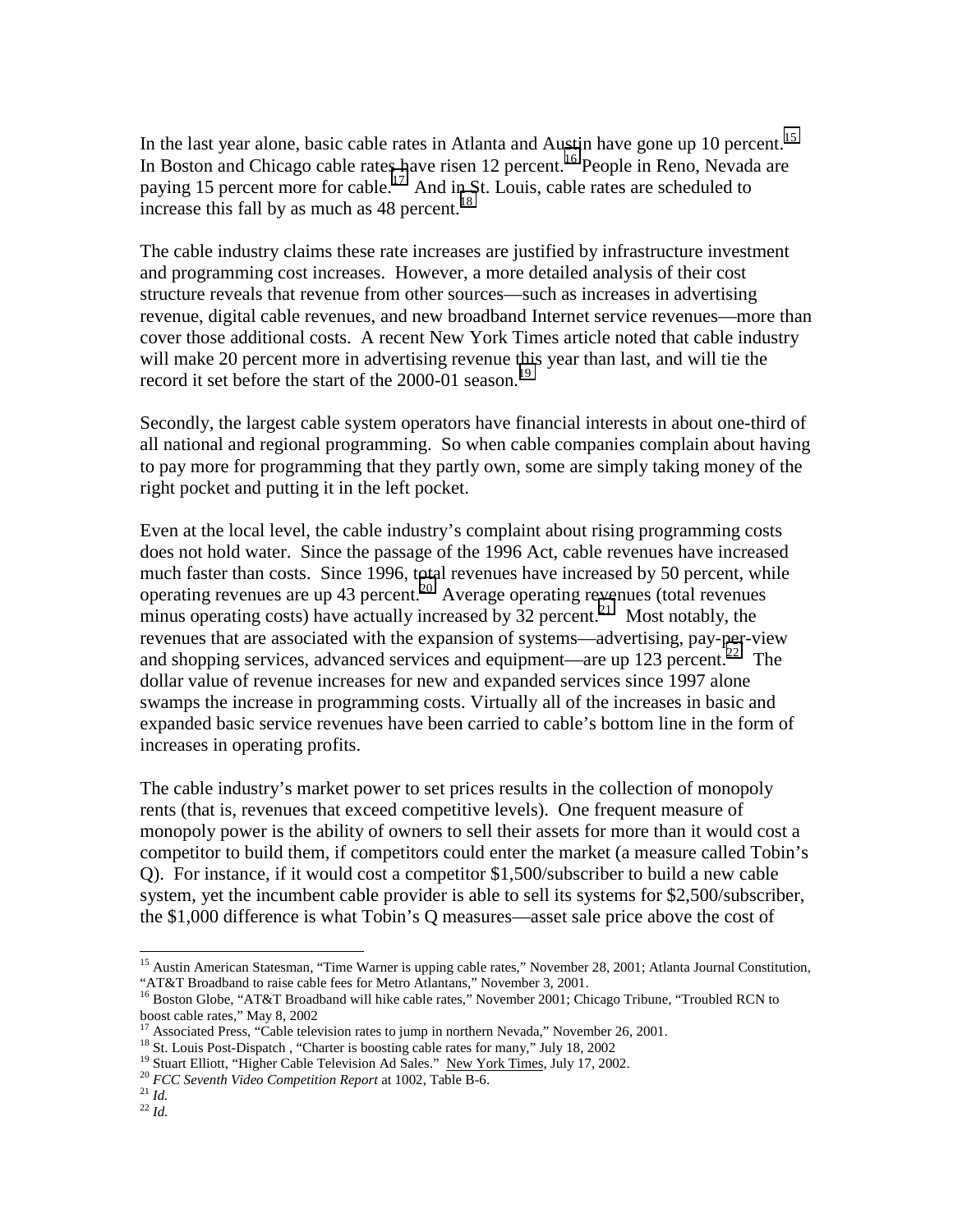In the last year alone, basic cable rates in Atlanta and Austin have gone up 10 percent.[15] In Boston and Chicago cable rates have risen 12 percent.[16] People in Reno, Nevada are paying 15 percent more for cable.[17] And in St. Louis, cable rates are scheduled to increase this fall by as much as 48 percent.[18]

The cable industry claims these rate increases are justified by infrastructure investment and programming cost increases. However, a more detailed analysis of their cost structure reveals that revenue from other sources—such as increases in advertising revenue, digital cable revenues, and new broadband Internet service revenues—more than cover those additional costs. A recent New York Times article noted that cable industry will make 20 percent more in advertising revenue this year than last, and will tie the record it set before the start of the 2000-01 season.[19]

Secondly, the largest cable system operators have financial interests in about one-third of all national and regional programming. So when cable companies complain about having to pay more for programming that they partly own, some are simply taking money of the right pocket and putting it in the left pocket.

Even at the local level, the cable industry's complaint about rising programming costs does not hold water. Since the passage of the 1996 Act, cable revenues have increased much faster than costs. Since 1996, total revenues have increased by 50 percent, while operating revenues are up 43 percent.[20] Average operating revenues (total revenues minus operating costs) have actually increased by 32 percent.[21] Most notably, the revenues that are associated with the expansion of systems—advertising, pay-per-view and shopping services, advanced services and equipment—are up 123 percent.[22] The dollar value of revenue increases for new and expanded services since 1997 alone swamps the increase in programming costs. Virtually all of the increases in basic and expanded basic service revenues have been carried to cable's bottom line in the form of increases in operating profits.

The cable industry's market power to set prices results in the collection of monopoly rents (that is, revenues that exceed competitive levels). One frequent measure of monopoly power is the ability of owners to sell their assets for more than it would cost a competitor to build them, if competitors could enter the market (a measure called Tobin's Q). For instance, if it would cost a competitor $1,500/subscriber to build a new cable system, yet the incumbent cable provider is able to sell its systems for $2,500/subscriber, the $1,000 difference is what Tobin's Q measures—asset sale price above the cost of

---

[15] Austin American Statesman, "Time Warner is upping cable rates," November 28, 2001; Atlanta Journal Constitution, "AT&T Broadband to raise cable fees for Metro Atlantans," November 3, 2001.

[16] Boston Globe, "AT&T Broadband will hike cable rates," November 2001; Chicago Tribune, "Troubled RCN to boost cable rates," May 8, 2002

[17] Associated Press, "Cable television rates to jump in northern Nevada," November 26, 2001.

[18] St. Louis Post-Dispatch , "Charter is boosting cable rates for many," July 18, 2002

[19] Stuart Elliott, "Higher Cable Television Ad Sales." New York Times, July 17, 2002.

[20] *FCC Seventh Video Competition Report* at 1002, Table B-6.

[21] *Id.*

[22] *Id.*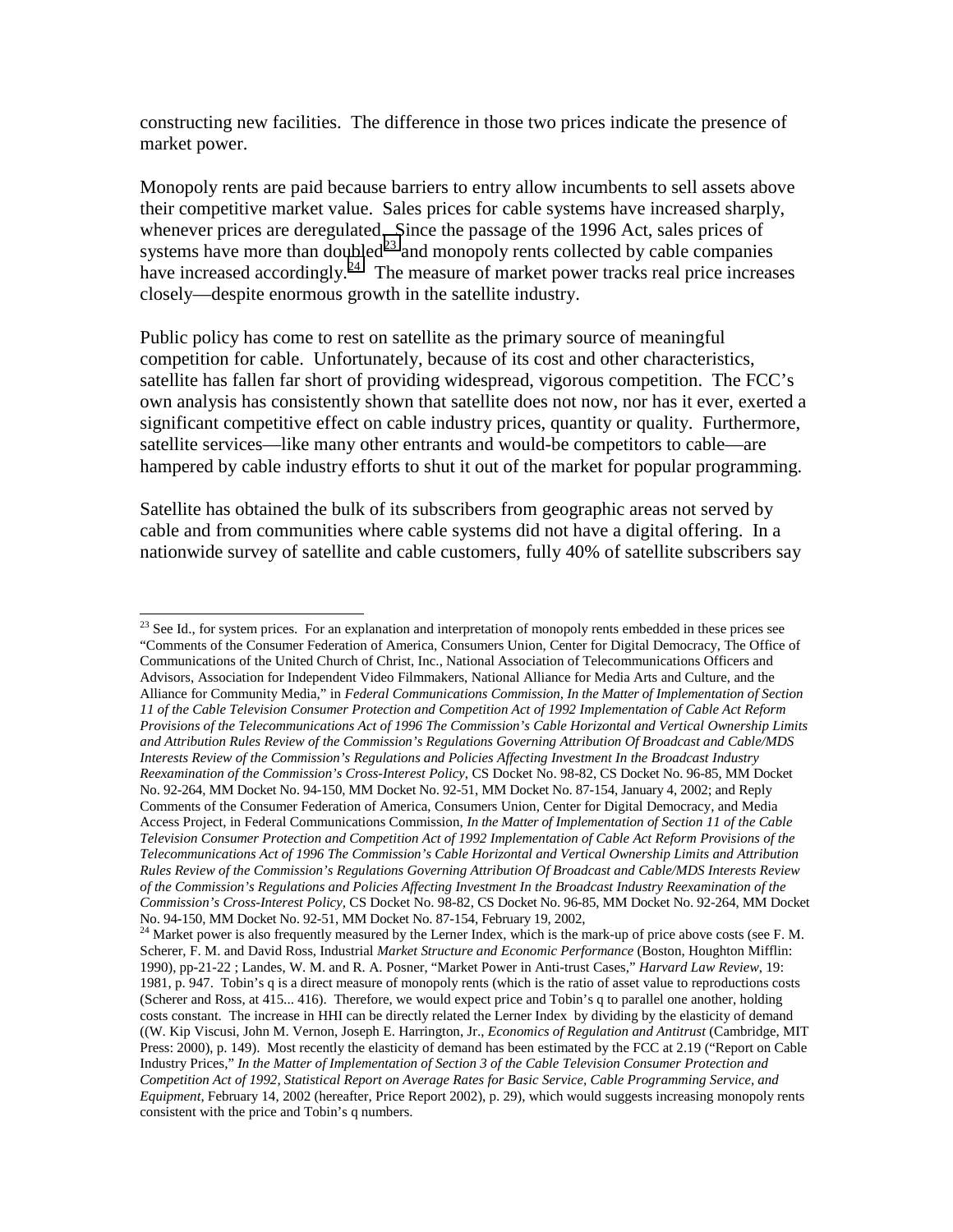constructing new facilities. The difference in those two prices indicate the presence of market power.

Monopoly rents are paid because barriers to entry allow incumbents to sell assets above their competitive market value. Sales prices for cable systems have increased sharply, whenever prices are deregulated. Since the passage of the 1996 Act, sales prices of systems have more than doubled[23] and monopoly rents collected by cable companies have increased accordingly.[24] The measure of market power tracks real price increases closely—despite enormous growth in the satellite industry.

Public policy has come to rest on satellite as the primary source of meaningful competition for cable. Unfortunately, because of its cost and other characteristics, satellite has fallen far short of providing widespread, vigorous competition. The FCC's own analysis has consistently shown that satellite does not now, nor has it ever, exerted a significant competitive effect on cable industry prices, quantity or quality. Furthermore, satellite services—like many other entrants and would-be competitors to cable—are hampered by cable industry efforts to shut it out of the market for popular programming.

Satellite has obtained the bulk of its subscribers from geographic areas not served by cable and from communities where cable systems did not have a digital offering. In a nationwide survey of satellite and cable customers, fully 40% of satellite subscribers say

---

[23] See Id., for system prices. For an explanation and interpretation of monopoly rents embedded in these prices see "Comments of the Consumer Federation of America, Consumers Union, Center for Digital Democracy, The Office of Communications of the United Church of Christ, Inc., National Association of Telecommunications Officers and Advisors, Association for Independent Video Filmmakers, National Alliance for Media Arts and Culture, and the Alliance for Community Media," in *Federal Communications Commission, In the Matter of Implementation of Section 11 of the Cable Television Consumer Protection and Competition Act of 1992 Implementation of Cable Act Reform Provisions of the Telecommunications Act of 1996 The Commission's Cable Horizontal and Vertical Ownership Limits and Attribution Rules Review of the Commission's Regulations Governing Attribution Of Broadcast and Cable/MDS Interests Review of the Commission's Regulations and Policies Affecting Investment In the Broadcast Industry Reexamination of the Commission's Cross-Interest Policy*, CS Docket No. 98-82, CS Docket No. 96-85, MM Docket No. 92-264, MM Docket No. 94-150, MM Docket No. 92-51, MM Docket No. 87-154, January 4, 2002; and Reply Comments of the Consumer Federation of America, Consumers Union, Center for Digital Democracy, and Media Access Project, in Federal Communications Commission, *In the Matter of Implementation of Section 11 of the Cable Television Consumer Protection and Competition Act of 1992 Implementation of Cable Act Reform Provisions of the Telecommunications Act of 1996 The Commission's Cable Horizontal and Vertical Ownership Limits and Attribution Rules Review of the Commission's Regulations Governing Attribution Of Broadcast and Cable/MDS Interests Review of the Commission's Regulations and Policies Affecting Investment In the Broadcast Industry Reexamination of the Commission's Cross-Interest Policy*, CS Docket No. 98-82, CS Docket No. 96-85, MM Docket No. 92-264, MM Docket No. 94-150, MM Docket No. 92-51, MM Docket No. 87-154, February 19, 2002,

[24] Market power is also frequently measured by the Lerner Index, which is the mark-up of price above costs (see F. M. Scherer, F. M. and David Ross, Industrial *Market Structure and Economic Performance* (Boston, Houghton Mifflin: 1990), pp-21-22 ; Landes, W. M. and R. A. Posner, "Market Power in Anti-trust Cases," *Harvard Law Review*, 19: 1981, p. 947. Tobin's q is a direct measure of monopoly rents (which is the ratio of asset value to reproductions costs (Scherer and Ross, at 415... 416). Therefore, we would expect price and Tobin's q to parallel one another, holding costs constant. The increase in HHI can be directly related the Lerner Index by dividing by the elasticity of demand ((W. Kip Viscusi, John M. Vernon, Joseph E. Harrington, Jr., *Economics of Regulation and Antitrust* (Cambridge, MIT Press: 2000), p. 149). Most recently the elasticity of demand has been estimated by the FCC at 2.19 ("Report on Cable Industry Prices," *In the Matter of Implementation of Section 3 of the Cable Television Consumer Protection and Competition Act of 1992, Statistical Report on Average Rates for Basic Service, Cable Programming Service, and Equipment*, February 14, 2002 (hereafter, Price Report 2002), p. 29), which would suggests increasing monopoly rents consistent with the price and Tobin's q numbers.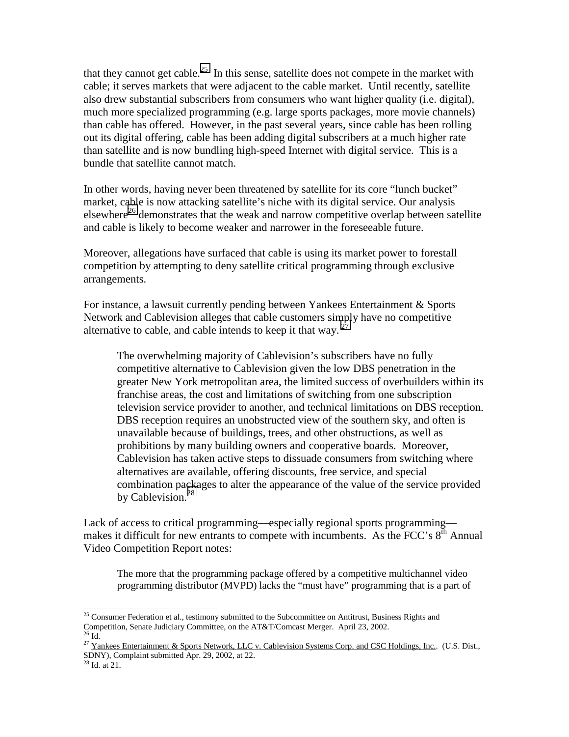that they cannot get cable.[25] In this sense, satellite does not compete in the market with cable; it serves markets that were adjacent to the cable market. Until recently, satellite also drew substantial subscribers from consumers who want higher quality (i.e. digital), much more specialized programming (e.g. large sports packages, more movie channels) than cable has offered. However, in the past several years, since cable has been rolling out its digital offering, cable has been adding digital subscribers at a much higher rate than satellite and is now bundling high-speed Internet with digital service. This is a bundle that satellite cannot match.

In other words, having never been threatened by satellite for its core "lunch bucket" market, cable is now attacking satellite's niche with its digital service. Our analysis elsewhere[26] demonstrates that the weak and narrow competitive overlap between satellite and cable is likely to become weaker and narrower in the foreseeable future.

Moreover, allegations have surfaced that cable is using its market power to forestall competition by attempting to deny satellite critical programming through exclusive arrangements.

For instance, a lawsuit currently pending between Yankees Entertainment & Sports Network and Cablevision alleges that cable customers simply have no competitive alternative to cable, and cable intends to keep it that way.[27]

> The overwhelming majority of Cablevision's subscribers have no fully competitive alternative to Cablevision given the low DBS penetration in the greater New York metropolitan area, the limited success of overbuilders within its franchise areas, the cost and limitations of switching from one subscription television service provider to another, and technical limitations on DBS reception. DBS reception requires an unobstructed view of the southern sky, and often is unavailable because of buildings, trees, and other obstructions, as well as prohibitions by many building owners and cooperative boards. Moreover, Cablevision has taken active steps to dissuade consumers from switching where alternatives are available, offering discounts, free service, and special combination packages to alter the appearance of the value of the service provided by Cablevision.[28]

Lack of access to critical programming—especially regional sports programming—makes it difficult for new entrants to compete with incumbents. As the FCC's 8th Annual Video Competition Report notes:

> The more that the programming package offered by a competitive multichannel video programming distributor (MVPD) lacks the "must have" programming that is a part of

---

[25] Consumer Federation et al., testimony submitted to the Subcommittee on Antitrust, Business Rights and Competition, Senate Judiciary Committee, on the AT&T/Comcast Merger. April 23, 2002.

[26] Id.

[27] Yankees Entertainment & Sports Network, LLC v. Cablevision Systems Corp. and CSC Holdings, Inc.. (U.S. Dist., SDNY), Complaint submitted Apr. 29, 2002, at 22.

[28] Id. at 21.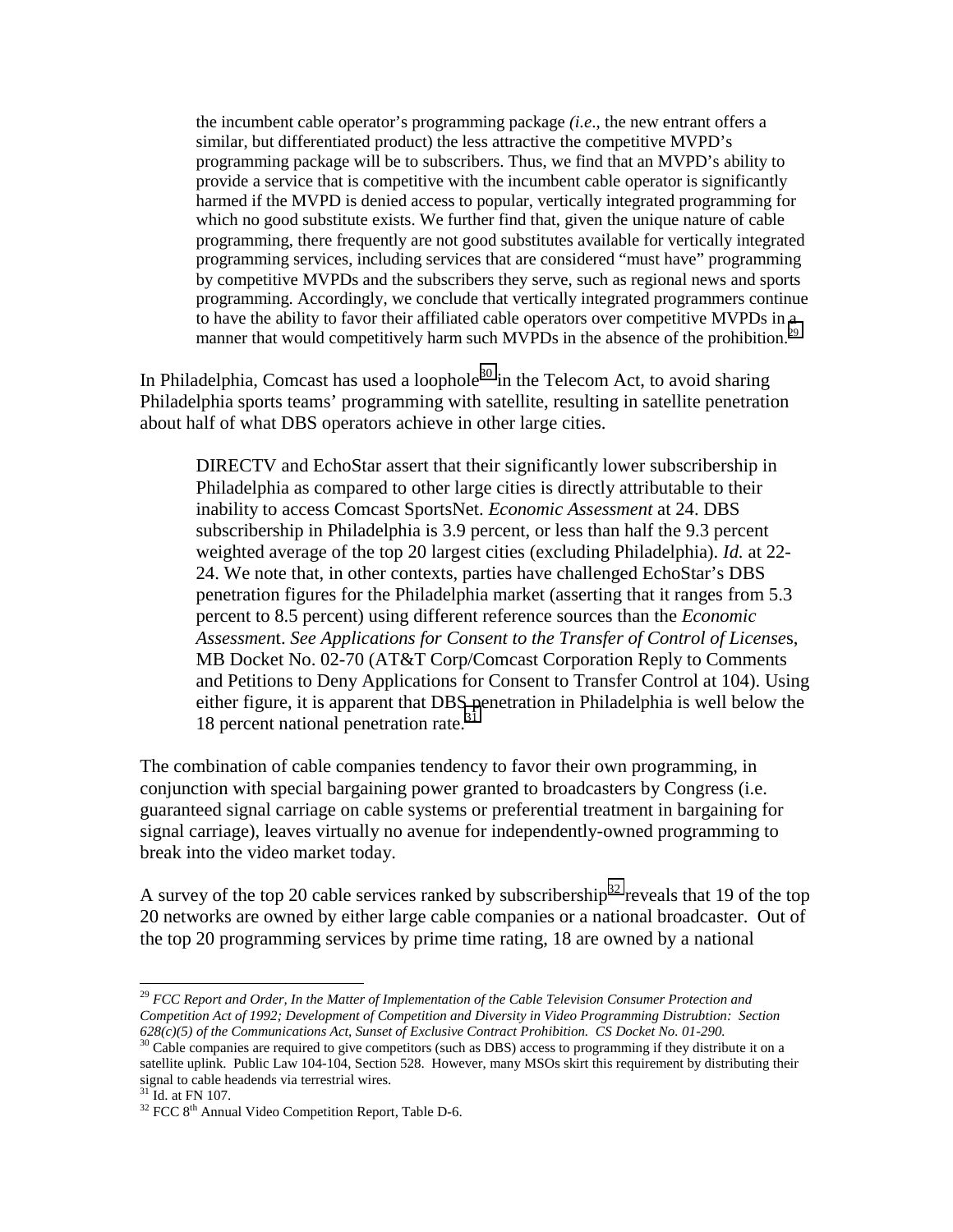> the incumbent cable operator's programming package *(i.e*., the new entrant offers a similar, but differentiated product) the less attractive the competitive MVPD's programming package will be to subscribers. Thus, we find that an MVPD's ability to provide a service that is competitive with the incumbent cable operator is significantly harmed if the MVPD is denied access to popular, vertically integrated programming for which no good substitute exists. We further find that, given the unique nature of cable programming, there frequently are not good substitutes available for vertically integrated programming services, including services that are considered "must have" programming by competitive MVPDs and the subscribers they serve, such as regional news and sports programming. Accordingly, we conclude that vertically integrated programmers continue to have the ability to favor their affiliated cable operators over competitive MVPDs in a manner that would competitively harm such MVPDs in the absence of the prohibition.[29]

In Philadelphia, Comcast has used a loophole[30] in the Telecom Act, to avoid sharing Philadelphia sports teams' programming with satellite, resulting in satellite penetration about half of what DBS operators achieve in other large cities.

> DIRECTV and EchoStar assert that their significantly lower subscribership in Philadelphia as compared to other large cities is directly attributable to their inability to access Comcast SportsNet. *Economic Assessment* at 24. DBS subscribership in Philadelphia is 3.9 percent, or less than half the 9.3 percent weighted average of the top 20 largest cities (excluding Philadelphia). *Id.* at 22-24. We note that, in other contexts, parties have challenged EchoStar's DBS penetration figures for the Philadelphia market (asserting that it ranges from 5.3 percent to 8.5 percent) using different reference sources than the *Economic Assessment*. *See Applications for Consent to the Transfer of Control of Licenses*, MB Docket No. 02-70 (AT&T Corp/Comcast Corporation Reply to Comments and Petitions to Deny Applications for Consent to Transfer Control at 104). Using either figure, it is apparent that DBS penetration in Philadelphia is well below the 18 percent national penetration rate.[31]

The combination of cable companies tendency to favor their own programming, in conjunction with special bargaining power granted to broadcasters by Congress (i.e. guaranteed signal carriage on cable systems or preferential treatment in bargaining for signal carriage), leaves virtually no avenue for independently-owned programming to break into the video market today.

A survey of the top 20 cable services ranked by subscribership[32] reveals that 19 of the top 20 networks are owned by either large cable companies or a national broadcaster. Out of the top 20 programming services by prime time rating, 18 are owned by a national

---

[29] *FCC Report and Order, In the Matter of Implementation of the Cable Television Consumer Protection and Competition Act of 1992; Development of Competition and Diversity in Video Programming Distrubtion: Section 628(c)(5) of the Communications Act, Sunset of Exclusive Contract Prohibition. CS Docket No. 01-290.*

[30] Cable companies are required to give competitors (such as DBS) access to programming if they distribute it on a satellite uplink. Public Law 104-104, Section 528. However, many MSOs skirt this requirement by distributing their signal to cable headends via terrestrial wires.

[31] Id. at FN 107.

[32] FCC 8th Annual Video Competition Report, Table D-6.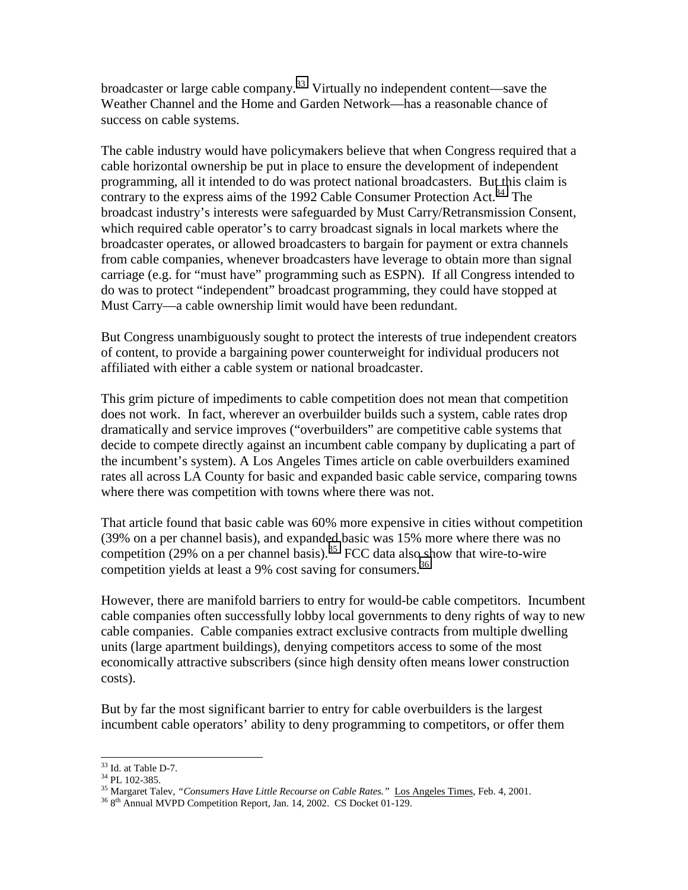broadcaster or large cable company.[33] Virtually no independent content—save the Weather Channel and the Home and Garden Network—has a reasonable chance of success on cable systems.

The cable industry would have policymakers believe that when Congress required that a cable horizontal ownership be put in place to ensure the development of independent programming, all it intended to do was protect national broadcasters. But this claim is contrary to the express aims of the 1992 Cable Consumer Protection Act.[34] The broadcast industry's interests were safeguarded by Must Carry/Retransmission Consent, which required cable operator's to carry broadcast signals in local markets where the broadcaster operates, or allowed broadcasters to bargain for payment or extra channels from cable companies, whenever broadcasters have leverage to obtain more than signal carriage (e.g. for "must have" programming such as ESPN). If all Congress intended to do was to protect "independent" broadcast programming, they could have stopped at Must Carry—a cable ownership limit would have been redundant.

But Congress unambiguously sought to protect the interests of true independent creators of content, to provide a bargaining power counterweight for individual producers not affiliated with either a cable system or national broadcaster.

This grim picture of impediments to cable competition does not mean that competition does not work. In fact, wherever an overbuilder builds such a system, cable rates drop dramatically and service improves ("overbuilders" are competitive cable systems that decide to compete directly against an incumbent cable company by duplicating a part of the incumbent's system). A Los Angeles Times article on cable overbuilders examined rates all across LA County for basic and expanded basic cable service, comparing towns where there was competition with towns where there was not.

That article found that basic cable was 60% more expensive in cities without competition (39% on a per channel basis), and expanded basic was 15% more where there was no competition (29% on a per channel basis).[35] FCC data also show that wire-to-wire competition yields at least a 9% cost saving for consumers.[36]

However, there are manifold barriers to entry for would-be cable competitors. Incumbent cable companies often successfully lobby local governments to deny rights of way to new cable companies. Cable companies extract exclusive contracts from multiple dwelling units (large apartment buildings), denying competitors access to some of the most economically attractive subscribers (since high density often means lower construction costs).

But by far the most significant barrier to entry for cable overbuilders is the largest incumbent cable operators' ability to deny programming to competitors, or offer them

---

[33] Id. at Table D-7.

[34] PL 102-385.

[35] Margaret Talev, *"Consumers Have Little Recourse on Cable Rates."* Los Angeles Times, Feb. 4, 2001.

[36] 8th Annual MVPD Competition Report, Jan. 14, 2002. CS Docket 01-129.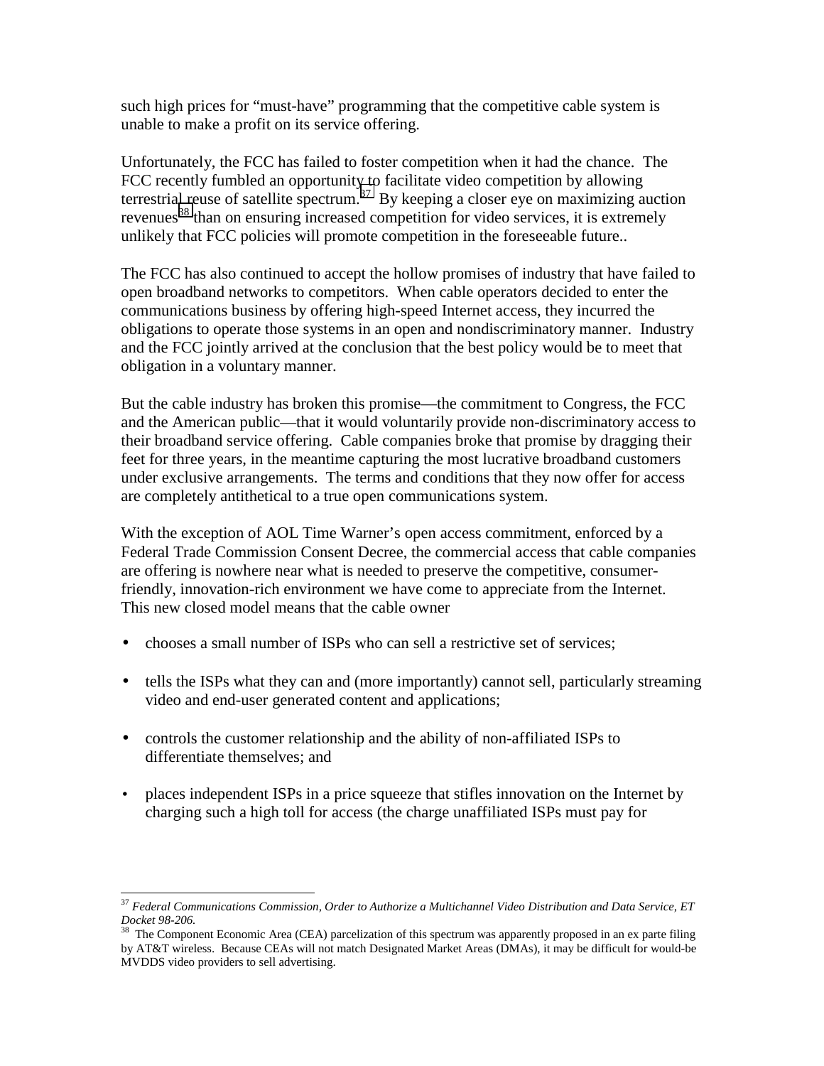such high prices for "must-have" programming that the competitive cable system is unable to make a profit on its service offering.

Unfortunately, the FCC has failed to foster competition when it had the chance. The FCC recently fumbled an opportunity to facilitate video competition by allowing terrestrial reuse of satellite spectrum.[37] By keeping a closer eye on maximizing auction revenues[38] than on ensuring increased competition for video services, it is extremely unlikely that FCC policies will promote competition in the foreseeable future..

The FCC has also continued to accept the hollow promises of industry that have failed to open broadband networks to competitors. When cable operators decided to enter the communications business by offering high-speed Internet access, they incurred the obligations to operate those systems in an open and nondiscriminatory manner. Industry and the FCC jointly arrived at the conclusion that the best policy would be to meet that obligation in a voluntary manner.

But the cable industry has broken this promise—the commitment to Congress, the FCC and the American public—that it would voluntarily provide non-discriminatory access to their broadband service offering. Cable companies broke that promise by dragging their feet for three years, in the meantime capturing the most lucrative broadband customers under exclusive arrangements. The terms and conditions that they now offer for access are completely antithetical to a true open communications system.

With the exception of AOL Time Warner's open access commitment, enforced by a Federal Trade Commission Consent Decree, the commercial access that cable companies are offering is nowhere near what is needed to preserve the competitive, consumer-friendly, innovation-rich environment we have come to appreciate from the Internet. This new closed model means that the cable owner

- chooses a small number of ISPs who can sell a restrictive set of services;
- tells the ISPs what they can and (more importantly) cannot sell, particularly streaming video and end-user generated content and applications;
- controls the customer relationship and the ability of non-affiliated ISPs to differentiate themselves; and
- places independent ISPs in a price squeeze that stifles innovation on the Internet by charging such a high toll for access (the charge unaffiliated ISPs must pay for

---

[37] *Federal Communications Commission, Order to Authorize a Multichannel Video Distribution and Data Service, ET Docket 98-206.*

[38] The Component Economic Area (CEA) parcelization of this spectrum was apparently proposed in an ex parte filing by AT&T wireless. Because CEAs will not match Designated Market Areas (DMAs), it may be difficult for would-be MVDDS video providers to sell advertising.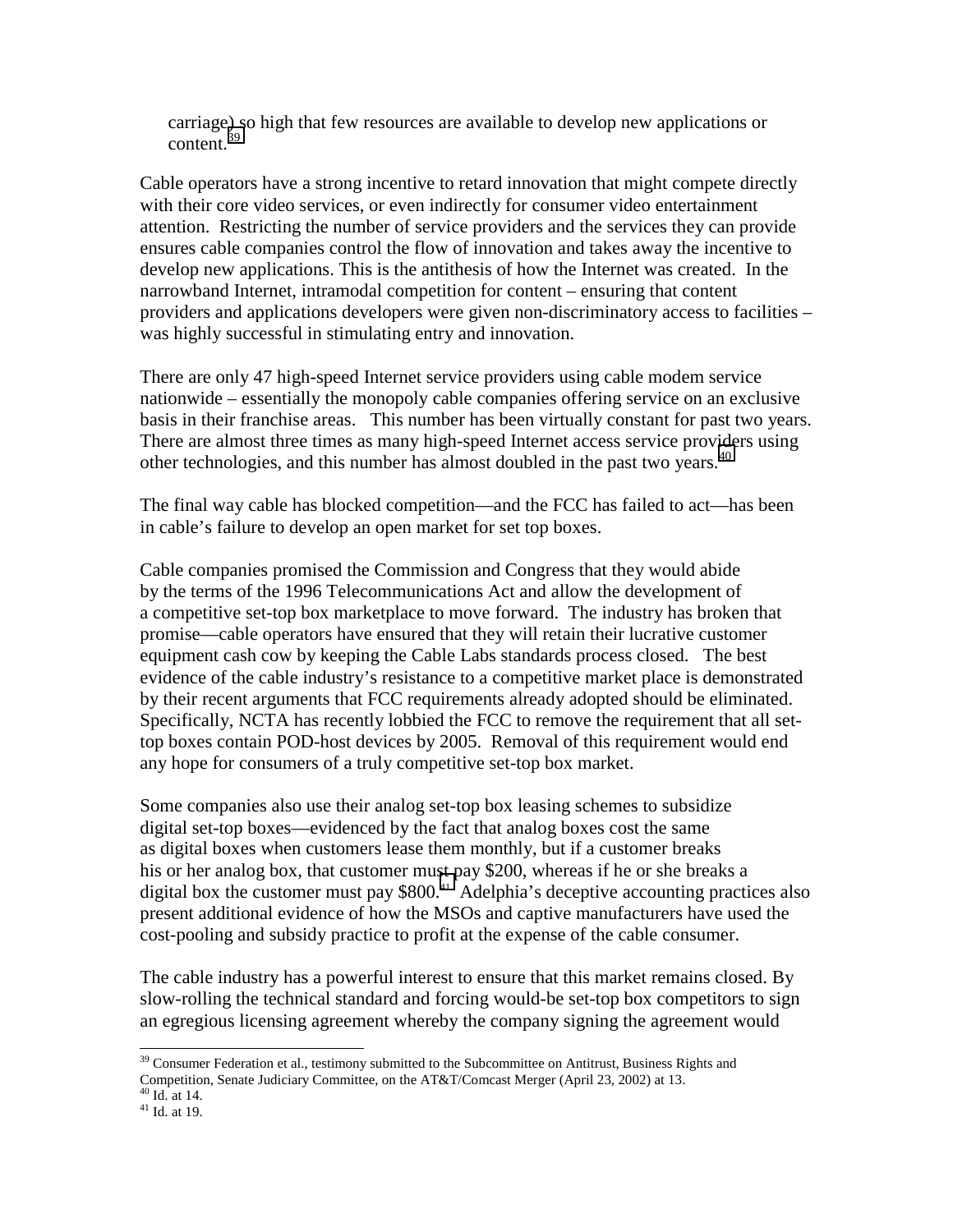carriage) so high that few resources are available to develop new applications or content.[39]

Cable operators have a strong incentive to retard innovation that might compete directly with their core video services, or even indirectly for consumer video entertainment attention. Restricting the number of service providers and the services they can provide ensures cable companies control the flow of innovation and takes away the incentive to develop new applications. This is the antithesis of how the Internet was created. In the narrowband Internet, intramodal competition for content – ensuring that content providers and applications developers were given non-discriminatory access to facilities – was highly successful in stimulating entry and innovation.

There are only 47 high-speed Internet service providers using cable modem service nationwide – essentially the monopoly cable companies offering service on an exclusive basis in their franchise areas. This number has been virtually constant for past two years. There are almost three times as many high-speed Internet access service providers using other technologies, and this number has almost doubled in the past two years.[40]

The final way cable has blocked competition—and the FCC has failed to act—has been in cable's failure to develop an open market for set top boxes.

Cable companies promised the Commission and Congress that they would abide by the terms of the 1996 Telecommunications Act and allow the development of a competitive set-top box marketplace to move forward. The industry has broken that promise—cable operators have ensured that they will retain their lucrative customer equipment cash cow by keeping the Cable Labs standards process closed. The best evidence of the cable industry's resistance to a competitive market place is demonstrated by their recent arguments that FCC requirements already adopted should be eliminated. Specifically, NCTA has recently lobbied the FCC to remove the requirement that all set-top boxes contain POD-host devices by 2005. Removal of this requirement would end any hope for consumers of a truly competitive set-top box market.

Some companies also use their analog set-top box leasing schemes to subsidize digital set-top boxes—evidenced by the fact that analog boxes cost the same as digital boxes when customers lease them monthly, but if a customer breaks his or her analog box, that customer must pay $200, whereas if he or she breaks a digital box the customer must pay $800.[41] Adelphia's deceptive accounting practices also present additional evidence of how the MSOs and captive manufacturers have used the cost-pooling and subsidy practice to profit at the expense of the cable consumer.

The cable industry has a powerful interest to ensure that this market remains closed. By slow-rolling the technical standard and forcing would-be set-top box competitors to sign an egregious licensing agreement whereby the company signing the agreement would

[39] Consumer Federation et al., testimony submitted to the Subcommittee on Antitrust, Business Rights and Competition, Senate Judiciary Committee, on the AT&T/Comcast Merger (April 23, 2002) at 13.
[40] Id. at 14.
[41] Id. at 19.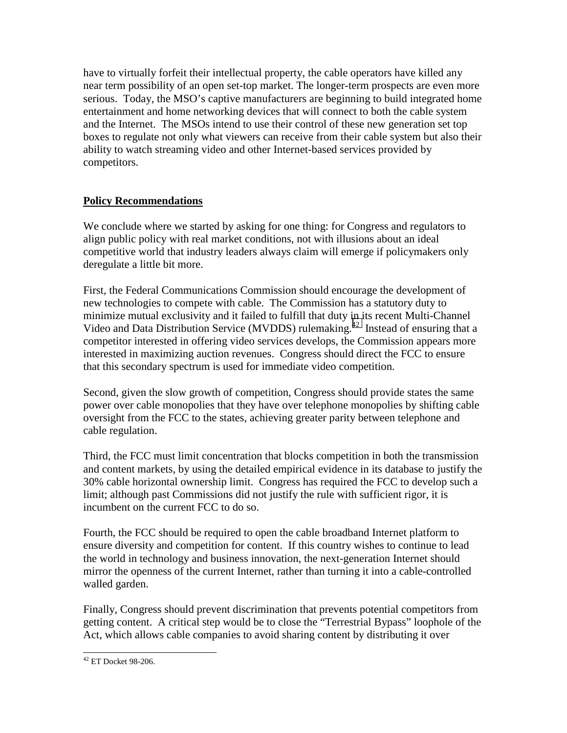have to virtually forfeit their intellectual property, the cable operators have killed any near term possibility of an open set-top market. The longer-term prospects are even more serious. Today, the MSO's captive manufacturers are beginning to build integrated home entertainment and home networking devices that will connect to both the cable system and the Internet. The MSOs intend to use their control of these new generation set top boxes to regulate not only what viewers can receive from their cable system but also their ability to watch streaming video and other Internet-based services provided by competitors.

## **Policy Recommendations**

We conclude where we started by asking for one thing: for Congress and regulators to align public policy with real market conditions, not with illusions about an ideal competitive world that industry leaders always claim will emerge if policymakers only deregulate a little bit more.

First, the Federal Communications Commission should encourage the development of new technologies to compete with cable. The Commission has a statutory duty to minimize mutual exclusivity and it failed to fulfill that duty in its recent Multi-Channel Video and Data Distribution Service (MVDDS) rulemaking.[42] Instead of ensuring that a competitor interested in offering video services develops, the Commission appears more interested in maximizing auction revenues. Congress should direct the FCC to ensure that this secondary spectrum is used for immediate video competition.

Second, given the slow growth of competition, Congress should provide states the same power over cable monopolies that they have over telephone monopolies by shifting cable oversight from the FCC to the states, achieving greater parity between telephone and cable regulation.

Third, the FCC must limit concentration that blocks competition in both the transmission and content markets, by using the detailed empirical evidence in its database to justify the 30% cable horizontal ownership limit. Congress has required the FCC to develop such a limit; although past Commissions did not justify the rule with sufficient rigor, it is incumbent on the current FCC to do so.

Fourth, the FCC should be required to open the cable broadband Internet platform to ensure diversity and competition for content. If this country wishes to continue to lead the world in technology and business innovation, the next-generation Internet should mirror the openness of the current Internet, rather than turning it into a cable-controlled walled garden.

Finally, Congress should prevent discrimination that prevents potential competitors from getting content. A critical step would be to close the "Terrestrial Bypass" loophole of the Act, which allows cable companies to avoid sharing content by distributing it over

[42] ET Docket 98-206.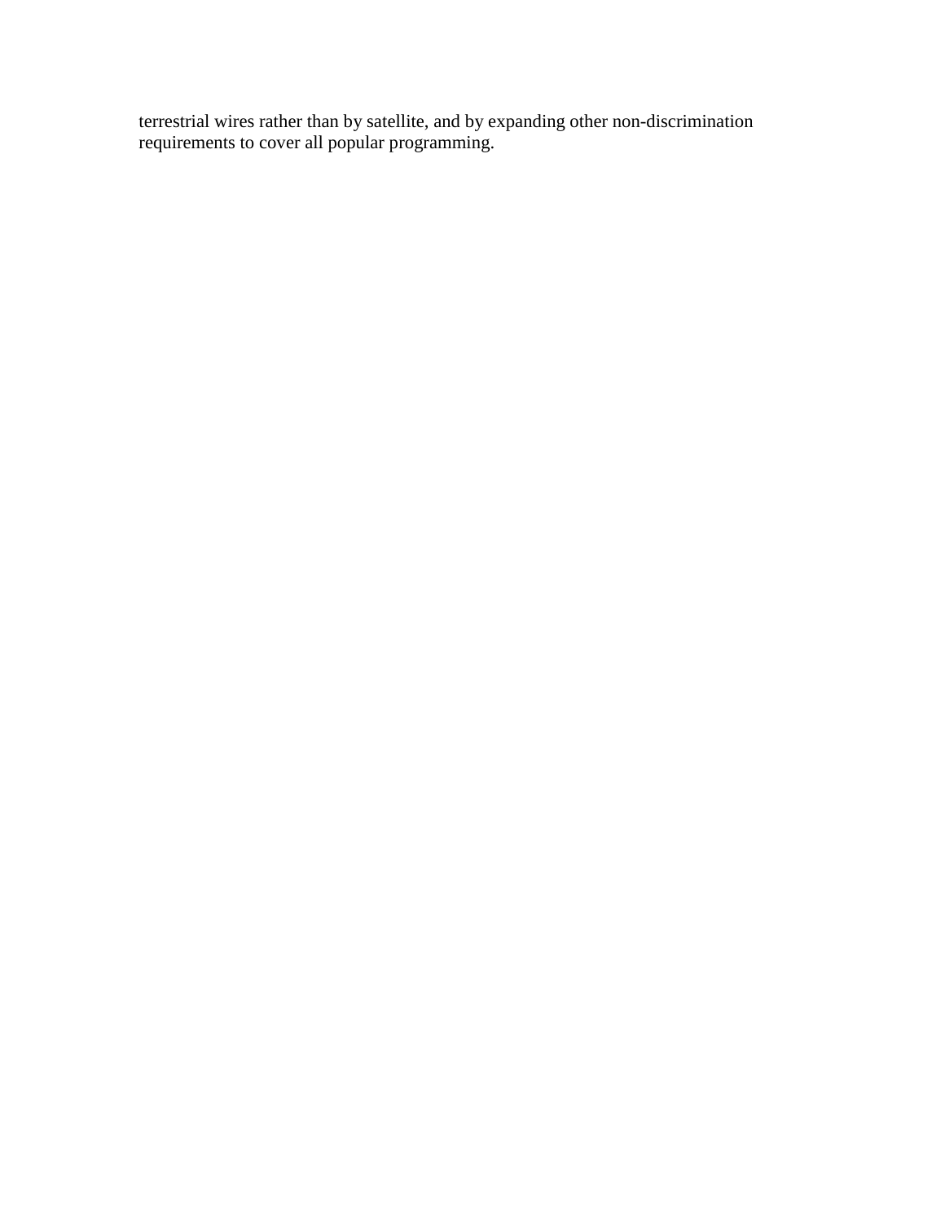terrestrial wires rather than by satellite, and by expanding other non-discrimination requirements to cover all popular programming.